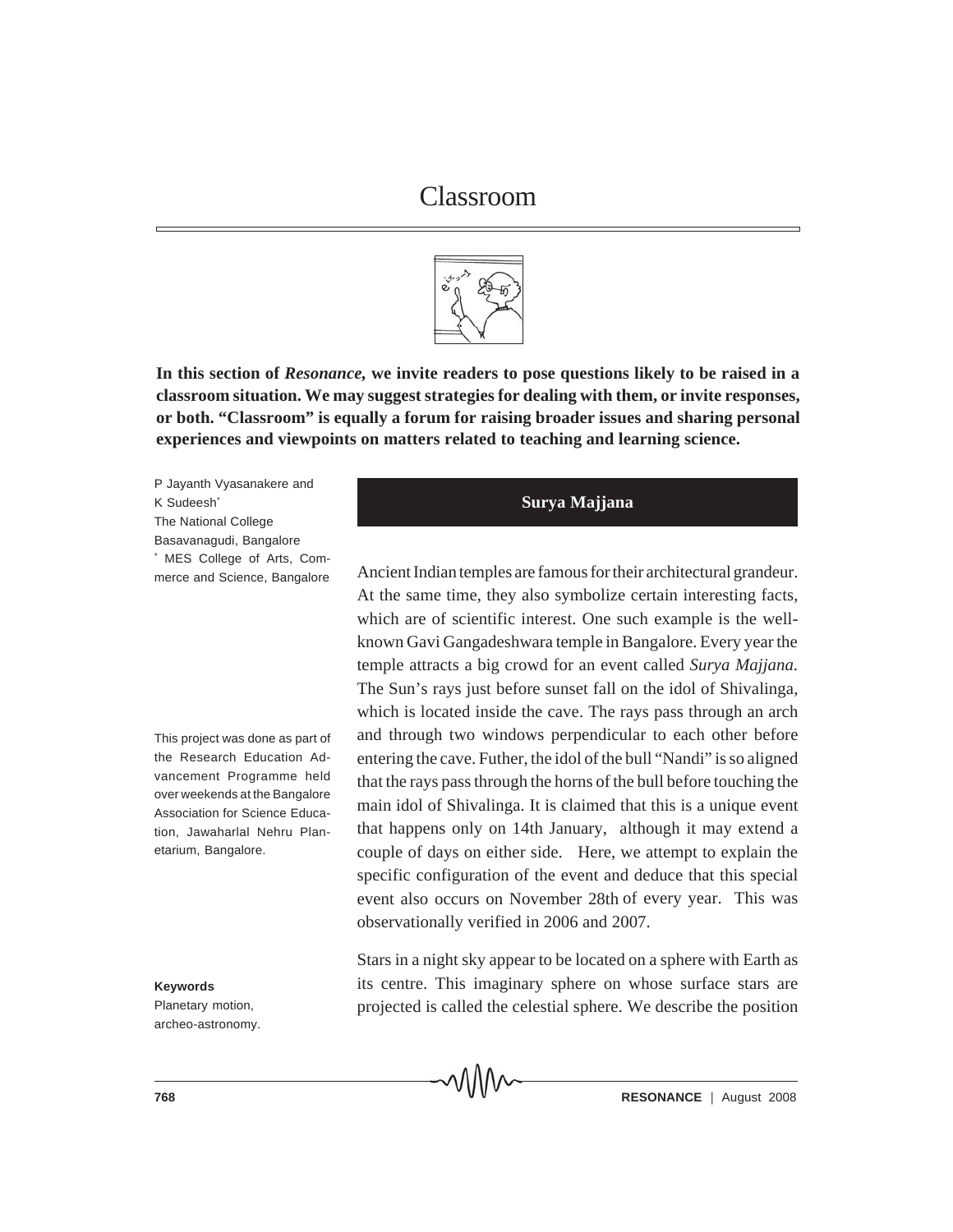# Classroom

**In this section of *Resonance*, we invite readers to pose questions likely to be raised in a classroom situation. We may suggest strategies for dealing with them, or invite responses, or both. "Classroom" is equally a forum for raising broader issues and sharing personal experiences and viewpoints on matters related to teaching and learning science.**

P Jayanth Vyasanakere and K Sudeesh[*]
The National College
Basavanagudi, Bangalore
[*] MES College of Arts, Commerce and Science, Bangalore

## Surya Majjana

Ancient Indian temples are famous for their architectural grandeur. At the same time, they also symbolize certain interesting facts, which are of scientific interest. One such example is the well-known Gavi Gangadeshwara temple in Bangalore. Every year the temple attracts a big crowd for an event called *Surya Majjana*. The Sun's rays just before sunset fall on the idol of Shivalinga, which is located inside the cave. The rays pass through an arch and through two windows perpendicular to each other before entering the cave. Futher, the idol of the bull "Nandi" is so aligned that the rays pass through the horns of the bull before touching the main idol of Shivalinga. It is claimed that this is a unique event that happens only on 14th January, although it may extend a couple of days on either side. Here, we attempt to explain the specific configuration of the event and deduce that this special event also occurs on November 28th of every year. This was observationally verified in 2006 and 2007.

This project was done as part of the Research Education Advancement Programme held over weekends at the Bangalore Association for Science Education, Jawaharlal Nehru Planetarium, Bangalore.

Stars in a night sky appear to be located on a sphere with Earth as its centre. This imaginary sphere on whose surface stars are projected is called the celestial sphere. We describe the position

**Keywords**
Planetary motion, archeo-astronomy.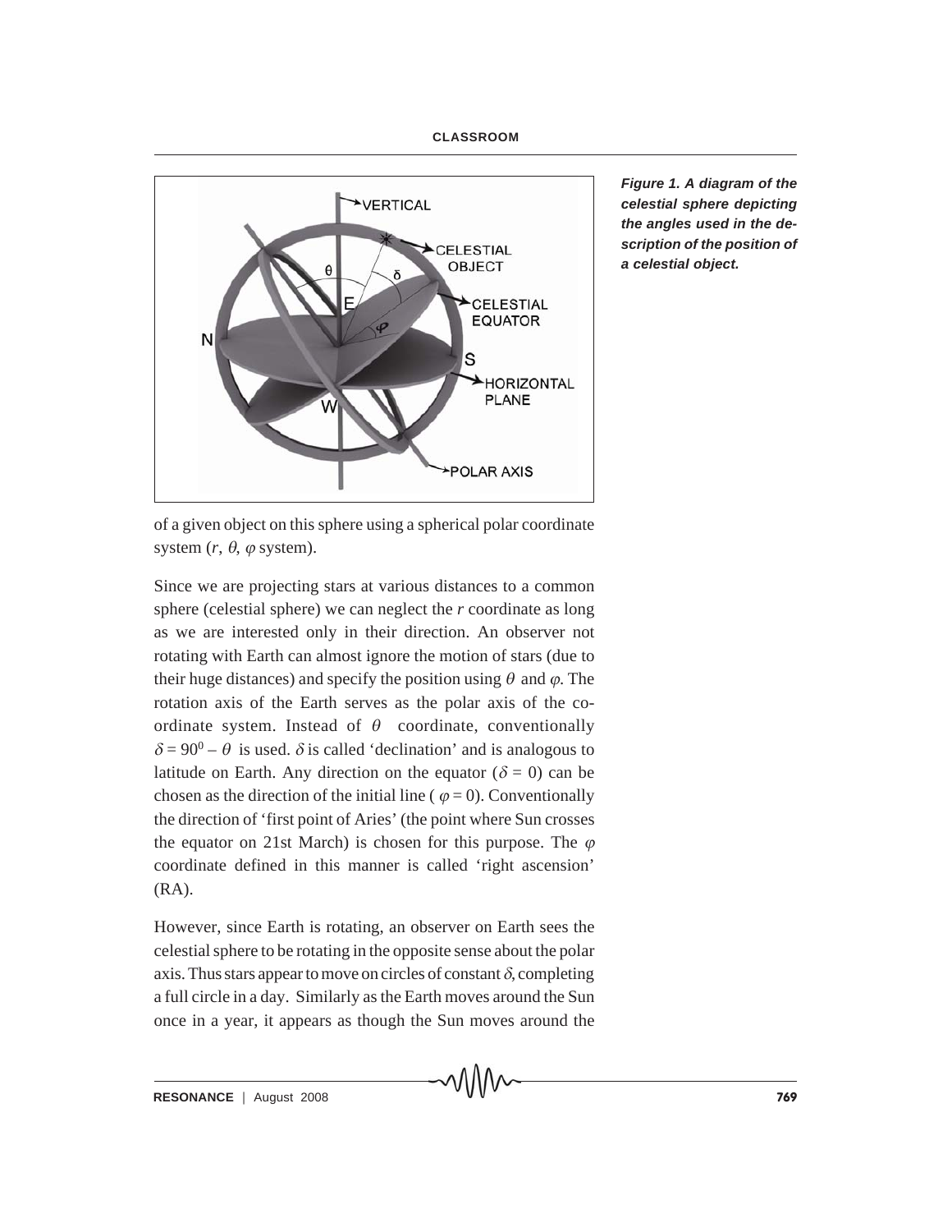*Figure 1. A diagram of the celestial sphere depicting the angles used in the description of the position of a celestial object.*

of a given object on this sphere using a spherical polar coordinate system ($r$, $\theta$, $\varphi$ system).

Since we are projecting stars at various distances to a common sphere (celestial sphere) we can neglect the $r$ coordinate as long as we are interested only in their direction. An observer not rotating with Earth can almost ignore the motion of stars (due to their huge distances) and specify the position using $\theta$ and $\varphi$. The rotation axis of the Earth serves as the polar axis of the coordinate system. Instead of $\theta$ coordinate, conventionally $\delta = 90^0 - \theta$ is used. $\delta$ is called 'declination' and is analogous to latitude on Earth. Any direction on the equator ($\delta = 0$) can be chosen as the direction of the initial line ( $\varphi = 0$). Conventionally the direction of 'first point of Aries' (the point where Sun crosses the equator on 21st March) is chosen for this purpose. The $\varphi$ coordinate defined in this manner is called 'right ascension' (RA).

However, since Earth is rotating, an observer on Earth sees the celestial sphere to be rotating in the opposite sense about the polar axis. Thus stars appear to move on circles of constant $\delta$, completing a full circle in a day. Similarly as the Earth moves around the Sun once in a year, it appears as though the Sun moves around the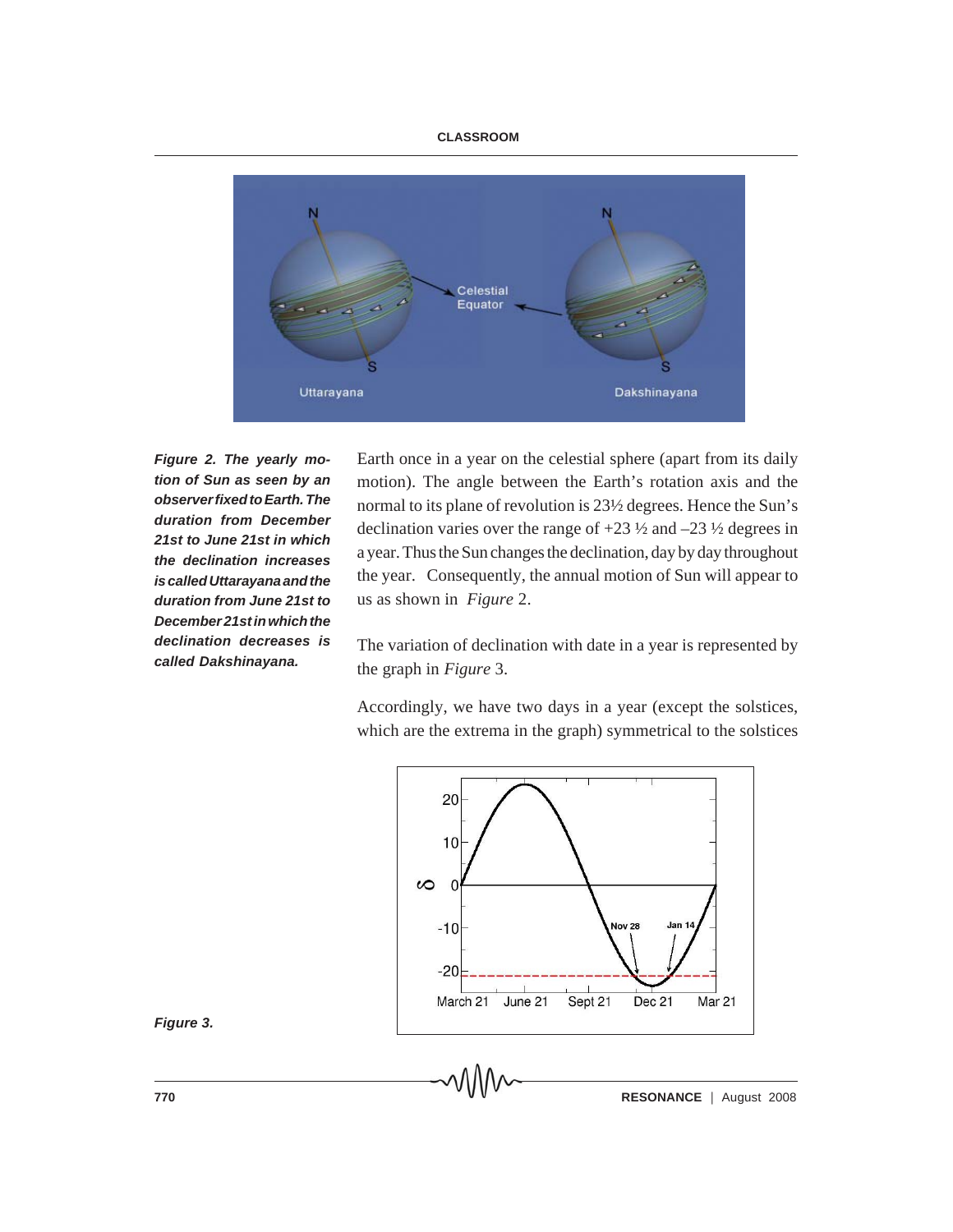*Figure 2. The yearly motion of Sun as seen by an observer fixed to Earth. The duration from December 21st to June 21st in which the declination increases is called Uttarayana and the duration from June 21st to December 21st in which the declination decreases is called Dakshinayana.*

Earth once in a year on the celestial sphere (apart from its daily motion). The angle between the Earth's rotation axis and the normal to its plane of revolution is 23½ degrees. Hence the Sun's declination varies over the range of +23 ½ and –23 ½ degrees in a year. Thus the Sun changes the declination, day by day throughout the year. Consequently, the annual motion of Sun will appear to us as shown in *Figure* 2.

The variation of declination with date in a year is represented by the graph in *Figure* 3.

Accordingly, we have two days in a year (except the solstices, which are the extrema in the graph) symmetrical to the solstices

*Figure 3.*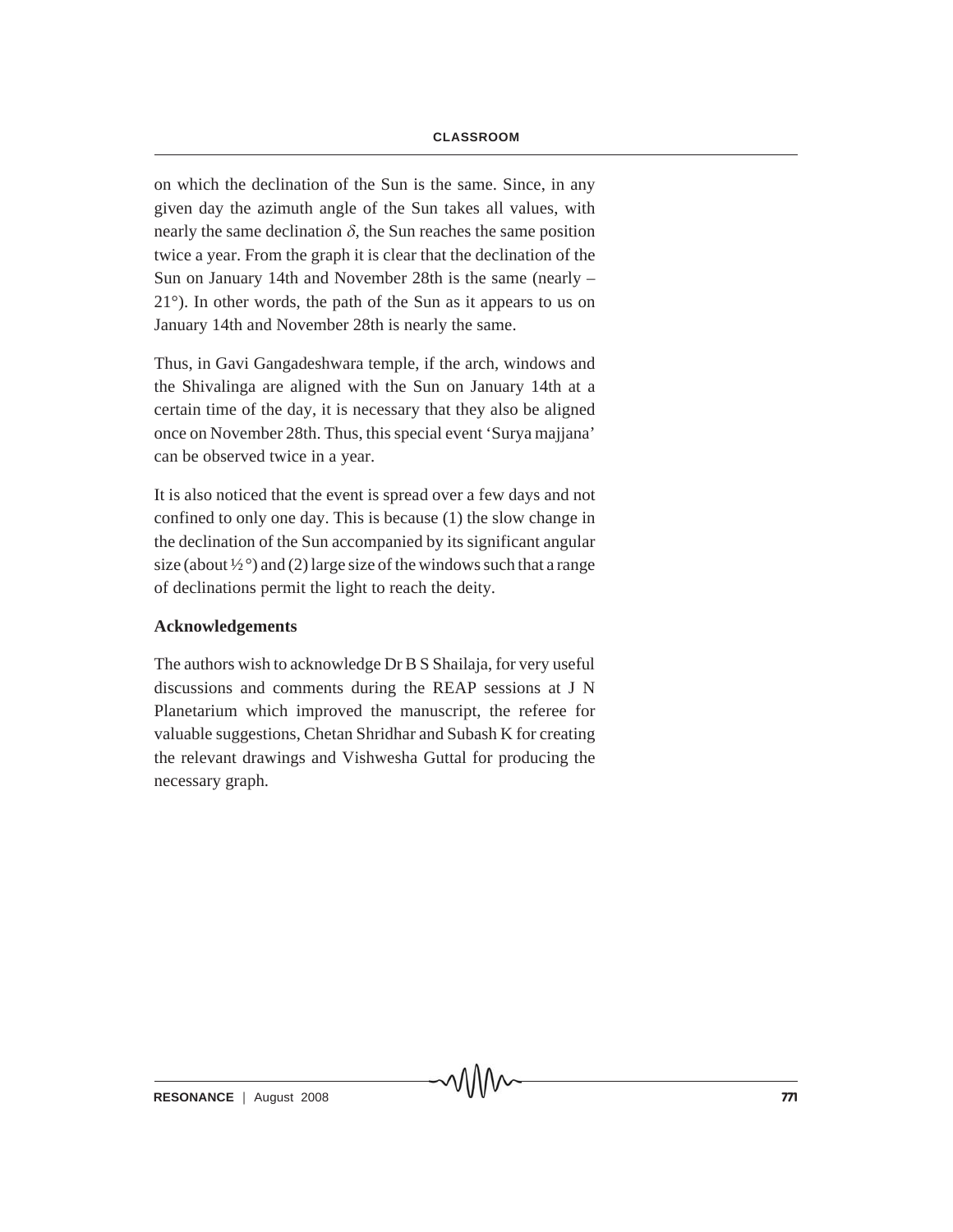on which the declination of the Sun is the same. Since, in any given day the azimuth angle of the Sun takes all values, with nearly the same declination $\delta$, the Sun reaches the same position twice a year. From the graph it is clear that the declination of the Sun on January 14th and November 28th is the same (nearly –21°). In other words, the path of the Sun as it appears to us on January 14th and November 28th is nearly the same.

Thus, in Gavi Gangadeshwara temple, if the arch, windows and the Shivalinga are aligned with the Sun on January 14th at a certain time of the day, it is necessary that they also be aligned once on November 28th. Thus, this special event 'Surya majjana' can be observed twice in a year.

It is also noticed that the event is spread over a few days and not confined to only one day. This is because (1) the slow change in the declination of the Sun accompanied by its significant angular size (about ½°) and (2) large size of the windows such that a range of declinations permit the light to reach the deity.

**Acknowledgements**

The authors wish to acknowledge Dr B S Shailaja, for very useful discussions and comments during the REAP sessions at J N Planetarium which improved the manuscript, the referee for valuable suggestions, Chetan Shridhar and Subash K for creating the relevant drawings and Vishwesha Guttal for producing the necessary graph.